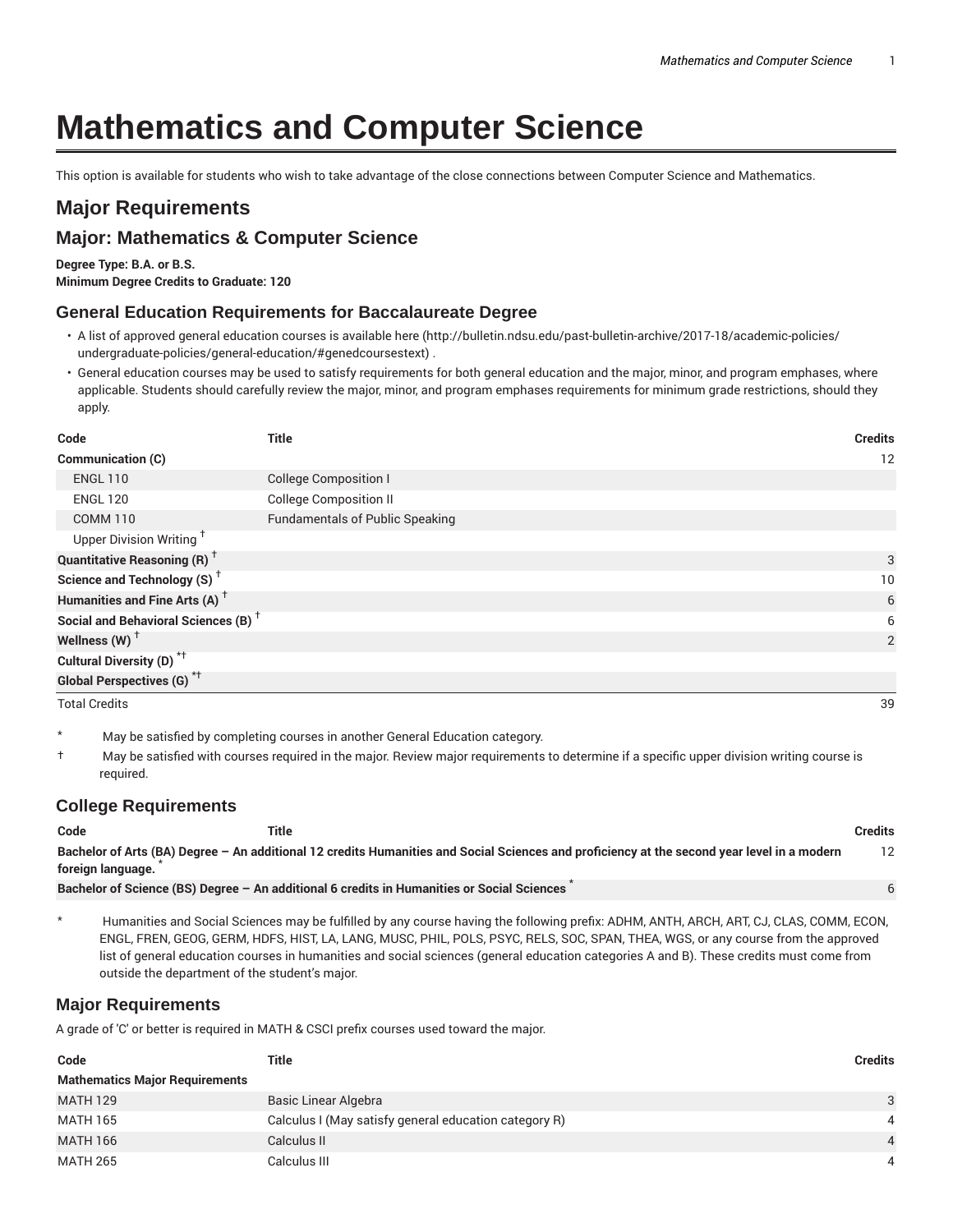# Mathematics and Computer Science

This option is available for students who wish to take advantage of the close connections between Computer Science and Mathematics.

## Major Requirements

## Major: Mathematics & Computer Science

**Degree Type: B.A. or B.S.**
**Minimum Degree Credits to Graduate: 120**

### General Education Requirements for Baccalaureate Degree

- A list of approved general education courses is available here (http://bulletin.ndsu.edu/past-bulletin-archive/2017-18/academic-policies/undergraduate-policies/general-education/#genedcoursestext) .
- General education courses may be used to satisfy requirements for both general education and the major, minor, and program emphases, where applicable. Students should carefully review the major, minor, and program emphases requirements for minimum grade restrictions, should they apply.

| Code | Title | Credits |
|---|---|---|
| **Communication (C)** | | 12 |
| ENGL 110 | College Composition I | |
| ENGL 120 | College Composition II | |
| COMM 110 | Fundamentals of Public Speaking | |
| Upper Division Writing † | | |
| **Quantitative Reasoning (R) †** | | 3 |
| **Science and Technology (S) †** | | 10 |
| **Humanities and Fine Arts (A) †** | | 6 |
| **Social and Behavioral Sciences (B) †** | | 6 |
| **Wellness (W) †** | | 2 |
| **Cultural Diversity (D) *†** | | |
| **Global Perspectives (G) *†** | | |
| Total Credits | | 39 |

\* May be satisfied by completing courses in another General Education category.

† May be satisfied with courses required in the major. Review major requirements to determine if a specific upper division writing course is required.

### College Requirements

| Code | Title | Credits |
|---|---|---|
| **Bachelor of Arts (BA) Degree – An additional 12 credits Humanities and Social Sciences and proficiency at the second year level in a modern foreign language. *** | | 12 |
| **Bachelor of Science (BS) Degree – An additional 6 credits in Humanities or Social Sciences *** | | 6 |

\* Humanities and Social Sciences may be fulfilled by any course having the following prefix: ADHM, ANTH, ARCH, ART, CJ, CLAS, COMM, ECON, ENGL, FREN, GEOG, GERM, HDFS, HIST, LA, LANG, MUSC, PHIL, POLS, PSYC, RELS, SOC, SPAN, THEA, WGS, or any course from the approved list of general education courses in humanities and social sciences (general education categories A and B). These credits must come from outside the department of the student's major.

### Major Requirements

A grade of 'C' or better is required in MATH & CSCI prefix courses used toward the major.

| Code | Title | Credits |
|---|---|---|
| **Mathematics Major Requirements** | | |
| MATH 129 | Basic Linear Algebra | 3 |
| MATH 165 | Calculus I (May satisfy general education category R) | 4 |
| MATH 166 | Calculus II | 4 |
| MATH 265 | Calculus III | 4 |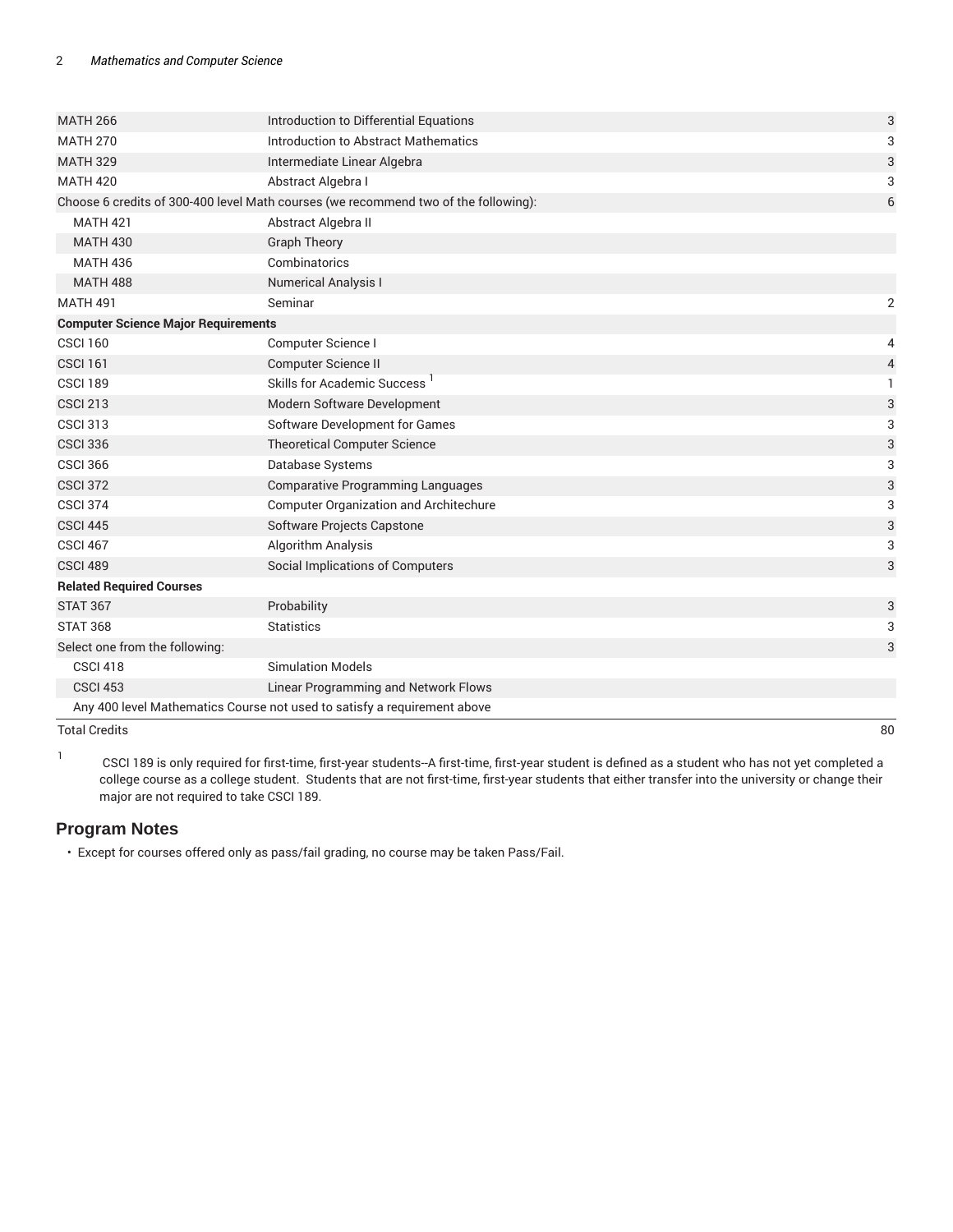| | | |
|---|---|---|
| MATH 266 | Introduction to Differential Equations | 3 |
| MATH 270 | Introduction to Abstract Mathematics | 3 |
| MATH 329 | Intermediate Linear Algebra | 3 |
| MATH 420 | Abstract Algebra I | 3 |
| Choose 6 credits of 300-400 level Math courses (we recommend two of the following): | | 6 |
| MATH 421 | Abstract Algebra II | |
| MATH 430 | Graph Theory | |
| MATH 436 | Combinatorics | |
| MATH 488 | Numerical Analysis I | |
| MATH 491 | Seminar | 2 |
| **Computer Science Major Requirements** | | |
| CSCI 160 | Computer Science I | 4 |
| CSCI 161 | Computer Science II | 4 |
| CSCI 189 | Skills for Academic Success [1] | 1 |
| CSCI 213 | Modern Software Development | 3 |
| CSCI 313 | Software Development for Games | 3 |
| CSCI 336 | Theoretical Computer Science | 3 |
| CSCI 366 | Database Systems | 3 |
| CSCI 372 | Comparative Programming Languages | 3 |
| CSCI 374 | Computer Organization and Architechure | 3 |
| CSCI 445 | Software Projects Capstone | 3 |
| CSCI 467 | Algorithm Analysis | 3 |
| CSCI 489 | Social Implications of Computers | 3 |
| **Related Required Courses** | | |
| STAT 367 | Probability | 3 |
| STAT 368 | Statistics | 3 |
| Select one from the following: | | 3 |
| CSCI 418 | Simulation Models | |
| CSCI 453 | Linear Programming and Network Flows | |
| Any 400 level Mathematics Course not used to satisfy a requirement above | | |
| Total Credits | | 80 |

1 CSCI 189 is only required for first-time, first-year students--A first-time, first-year student is defined as a student who has not yet completed a college course as a college student. Students that are not first-time, first-year students that either transfer into the university or change their major are not required to take CSCI 189.

## Program Notes

- Except for courses offered only as pass/fail grading, no course may be taken Pass/Fail.